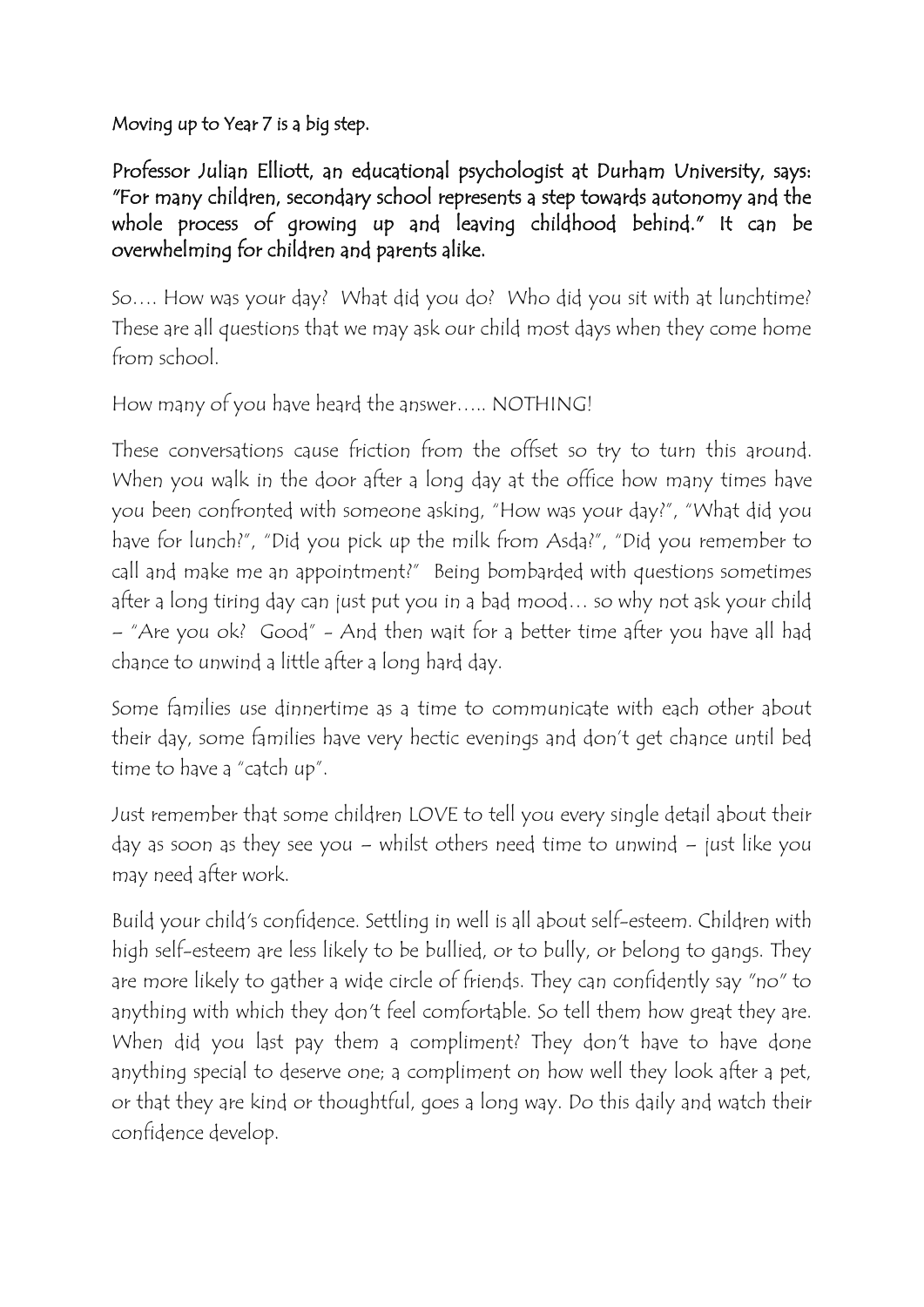Moving up to Year 7 is a big step.

Professor Julian Elliott, an educational psychologist at Durham University, says: "For many children, secondary school represents a step towards autonomy and the whole process of growing up and leaving childhood behind." It can be overwhelming for children and parents alike.

So…. How was your day? What did you do? Who did you sit with at lunchtime? These are all questions that we may ask our child most days when they come home from school.

How many of you have heard the answer….. NOTHING!

These conversations cause friction from the offset so try to turn this around. When you walk in the door after a long day at the office how many times have you been confronted with someone asking, "How was your day?", "What did you have for lunch?", "Did you pick up the milk from Asda?", "Did you remember to call and make me an appointment?" Being bombarded with questions sometimes after a long tiring day can just put you in a bad mood… so why not ask your child – "Are you ok? Good" - And then wait for a better time after you have all had chance to unwind a little after a long hard day.

Some families use dinnertime as a time to communicate with each other about their day, some families have very hectic evenings and don't get chance until bed time to have a "catch up".

Just remember that some children LOVE to tell you every single detail about their day as soon as they see you – whilst others need time to unwind – just like you may need after work.

Build your child's confidence. Settling in well is all about self-esteem. Children with high self-esteem are less likely to be bullied, or to bully, or belong to gangs. They are more likely to gather a wide circle of friends. They can confidently say "no" to anything with which they don't feel comfortable. So tell them how great they are. When did you last pay them a compliment? They don't have to have done anything special to deserve one; a compliment on how well they look after a pet, or that they are kind or thoughtful, goes a long way. Do this daily and watch their confidence develop.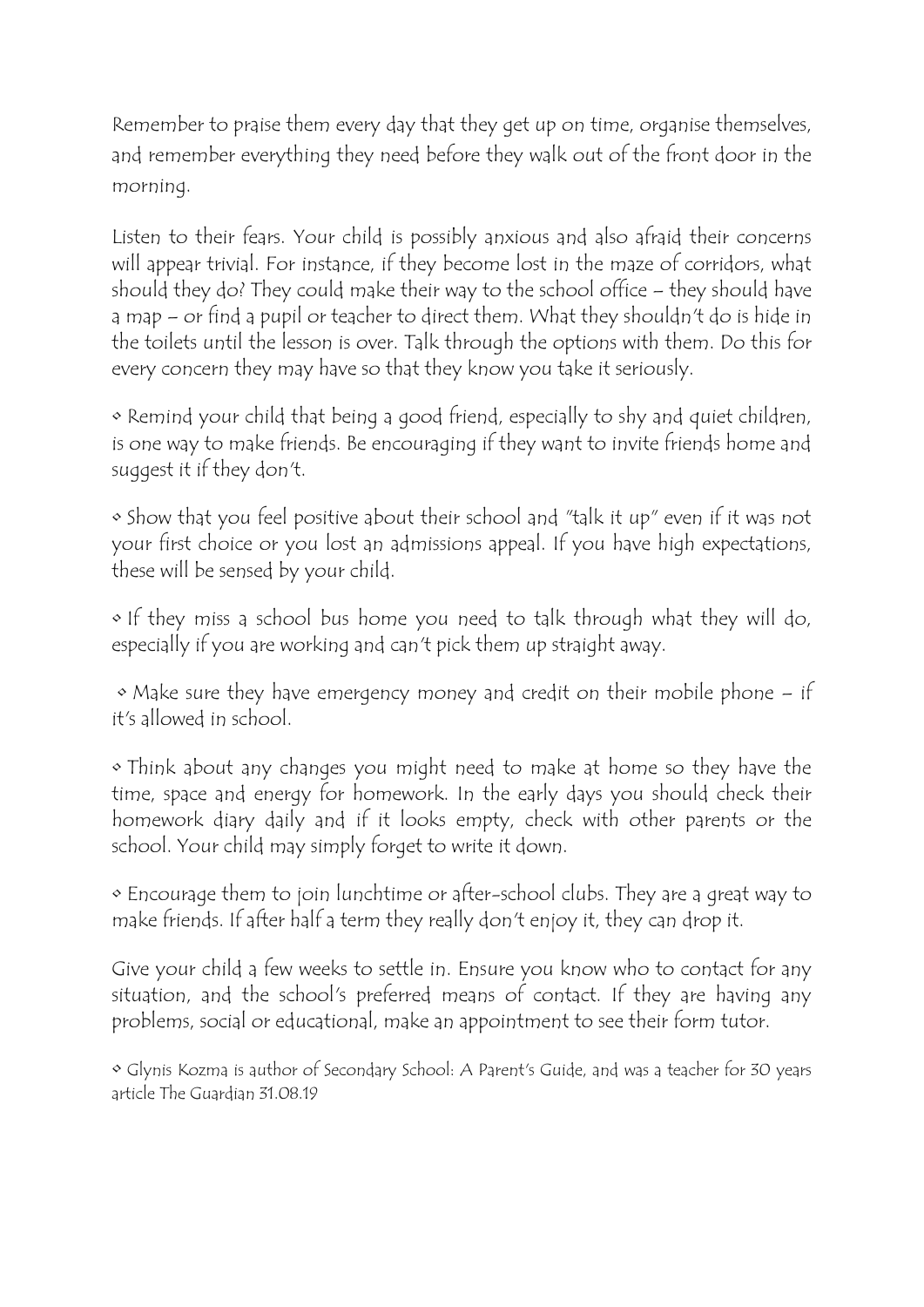Remember to praise them every day that they get up on time, organise themselves, and remember everything they need before they walk out of the front door in the morning.

Listen to their fears. Your child is possibly anxious and also afraid their concerns will appear trivial. For instance, if they become lost in the maze of corridors, what should they do? They could make their way to the school office – they should have a map – or find a pupil or teacher to direct them. What they shouldn't do is hide in the toilets until the lesson is over. Talk through the options with them. Do this for every concern they may have so that they know you take it seriously.

- Remind your child that being a good friend, especially to shy and quiet children, is one way to make friends. Be encouraging if they want to invite friends home and suggest it if they don't.

- Show that you feel positive about their school and "talk it up" even if it was not your first choice or you lost an admissions appeal. If you have high expectations, these will be sensed by your child.

- If they miss a school bus home you need to talk through what they will do, especially if you are working and can't pick them up straight away.

- Make sure they have emergency money and credit on their mobile phone – if it's allowed in school.

- Think about any changes you might need to make at home so they have the time, space and energy for homework. In the early days you should check their homework diary daily and if it looks empty, check with other parents or the school. Your child may simply forget to write it down.

- Encourage them to join lunchtime or after-school clubs. They are a great way to make friends. If after half a term they really don't enjoy it, they can drop it.

Give your child a few weeks to settle in. Ensure you know who to contact for any situation, and the school's preferred means of contact. If they are having any problems, social or educational, make an appointment to see their form tutor.

- Glynis Kozma is author of Secondary School: A Parent's Guide, and was a teacher for 30 years article The Guardian 31.08.19